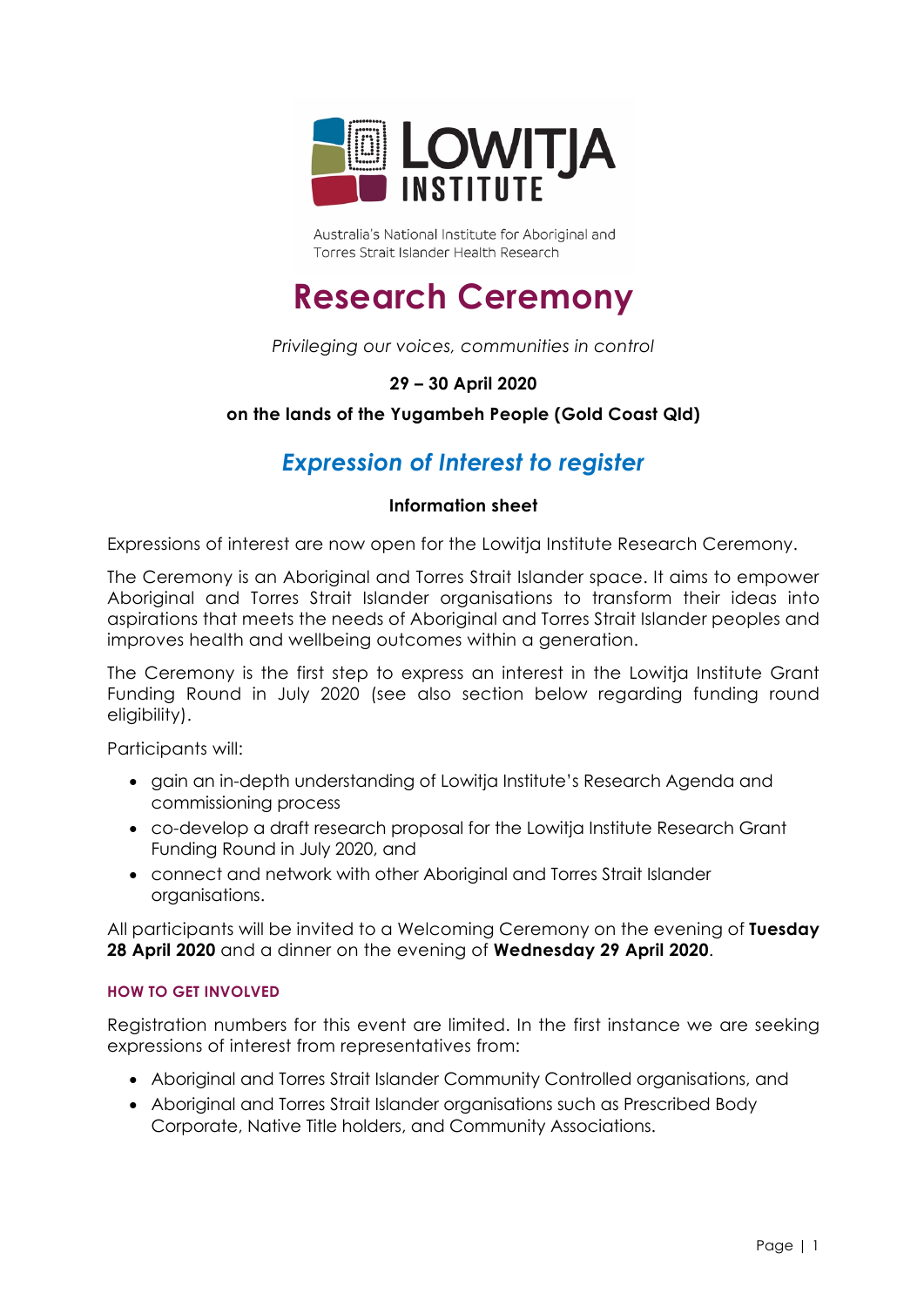LOWITJA INSTITUTE

Australia's National Institute for Aboriginal and Torres Strait Islander Health Research

# Research Ceremony

*Privileging our voices, communities in control*

**29 – 30 April 2020**

**on the lands of the Yugambeh People (Gold Coast Qld)**

## *Expression of Interest to register*

**Information sheet**

Expressions of interest are now open for the Lowitja Institute Research Ceremony.

The Ceremony is an Aboriginal and Torres Strait Islander space. It aims to empower Aboriginal and Torres Strait Islander organisations to transform their ideas into aspirations that meets the needs of Aboriginal and Torres Strait Islander peoples and improves health and wellbeing outcomes within a generation.

The Ceremony is the first step to express an interest in the Lowitja Institute Grant Funding Round in July 2020 (see also section below regarding funding round eligibility).

Participants will:

- gain an in-depth understanding of Lowitja Institute's Research Agenda and commissioning process
- co-develop a draft research proposal for the Lowitja Institute Research Grant Funding Round in July 2020, and
- connect and network with other Aboriginal and Torres Strait Islander organisations.

All participants will be invited to a Welcoming Ceremony on the evening of **Tuesday 28 April 2020** and a dinner on the evening of **Wednesday 29 April 2020**.

#### HOW TO GET INVOLVED

Registration numbers for this event are limited. In the first instance we are seeking expressions of interest from representatives from:

- Aboriginal and Torres Strait Islander Community Controlled organisations, and
- Aboriginal and Torres Strait Islander organisations such as Prescribed Body Corporate, Native Title holders, and Community Associations.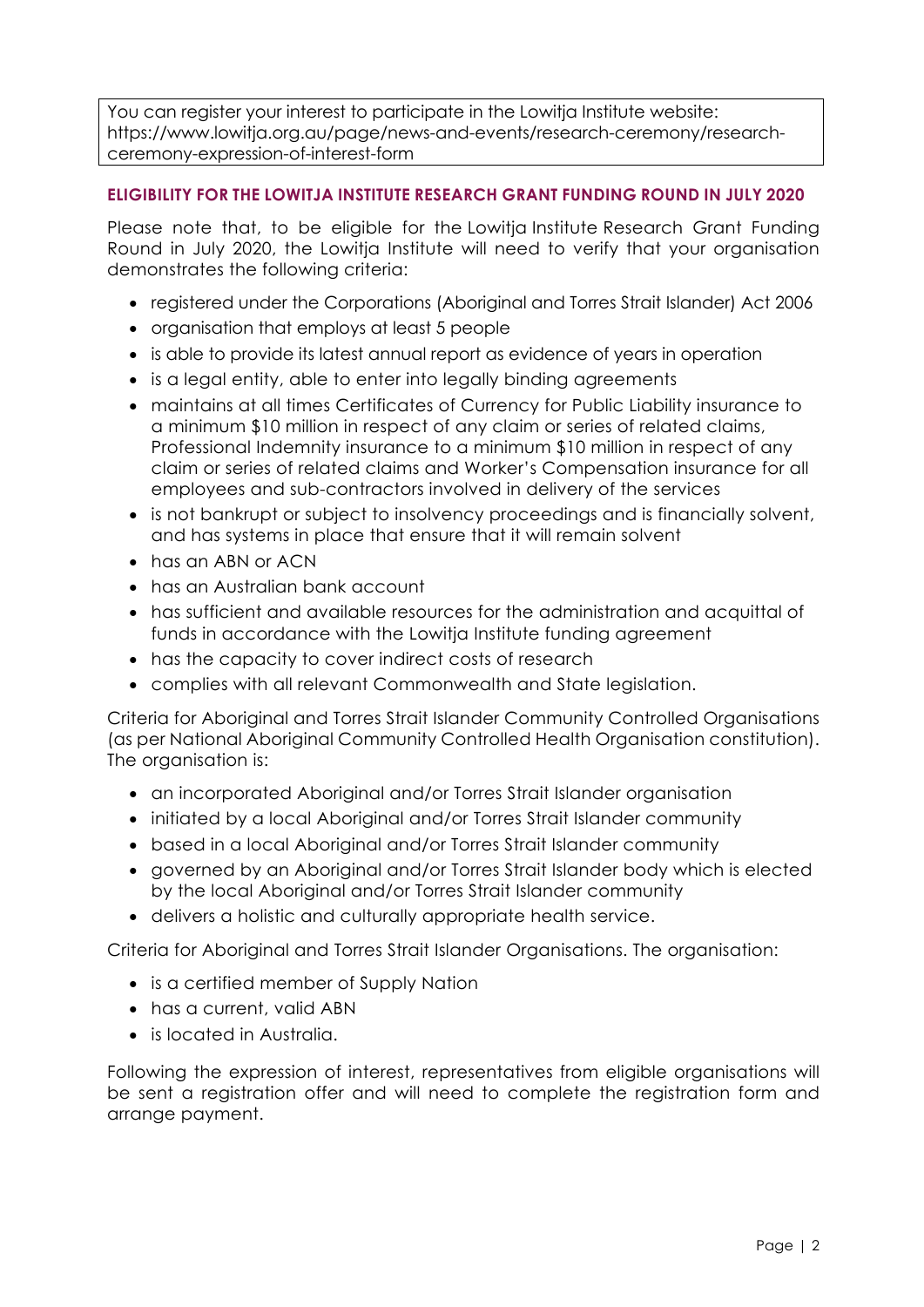You can register your interest to participate in the Lowitja Institute website: https://www.lowitja.org.au/page/news-and-events/research-ceremony/research-ceremony-expression-of-interest-form

### ELIGIBILITY FOR THE LOWITJA INSTITUTE RESEARCH GRANT FUNDING ROUND IN JULY 2020

Please note that, to be eligible for the Lowitja Institute Research Grant Funding Round in July 2020, the Lowitja Institute will need to verify that your organisation demonstrates the following criteria:

- registered under the Corporations (Aboriginal and Torres Strait Islander) Act 2006
- organisation that employs at least 5 people
- is able to provide its latest annual report as evidence of years in operation
- is a legal entity, able to enter into legally binding agreements
- maintains at all times Certificates of Currency for Public Liability insurance to a minimum $10 million in respect of any claim or series of related claims, Professional Indemnity insurance to a minimum $10 million in respect of any claim or series of related claims and Worker's Compensation insurance for all employees and sub-contractors involved in delivery of the services
- is not bankrupt or subject to insolvency proceedings and is financially solvent, and has systems in place that ensure that it will remain solvent
- has an ABN or ACN
- has an Australian bank account
- has sufficient and available resources for the administration and acquittal of funds in accordance with the Lowitja Institute funding agreement
- has the capacity to cover indirect costs of research
- complies with all relevant Commonwealth and State legislation.

Criteria for Aboriginal and Torres Strait Islander Community Controlled Organisations (as per National Aboriginal Community Controlled Health Organisation constitution). The organisation is:

- an incorporated Aboriginal and/or Torres Strait Islander organisation
- initiated by a local Aboriginal and/or Torres Strait Islander community
- based in a local Aboriginal and/or Torres Strait Islander community
- governed by an Aboriginal and/or Torres Strait Islander body which is elected by the local Aboriginal and/or Torres Strait Islander community
- delivers a holistic and culturally appropriate health service.

Criteria for Aboriginal and Torres Strait Islander Organisations. The organisation:

- is a certified member of Supply Nation
- has a current, valid ABN
- is located in Australia.

Following the expression of interest, representatives from eligible organisations will be sent a registration offer and will need to complete the registration form and arrange payment.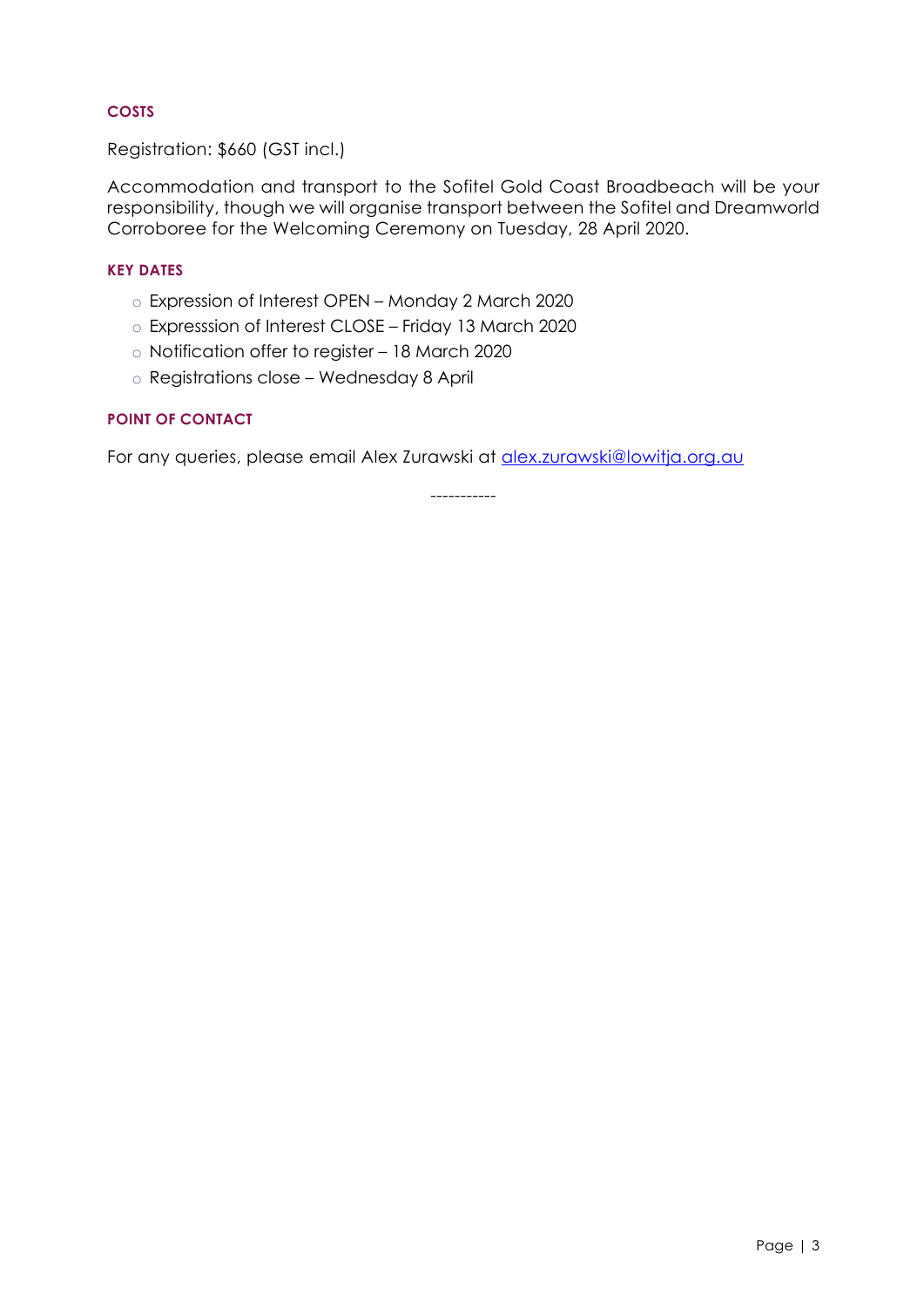### COSTS

Registration: $660 (GST incl.)

Accommodation and transport to the Sofitel Gold Coast Broadbeach will be your responsibility, though we will organise transport between the Sofitel and Dreamworld Corroboree for the Welcoming Ceremony on Tuesday, 28 April 2020.

### KEY DATES

- Expression of Interest OPEN – Monday 2 March 2020
- Expresssion of Interest CLOSE – Friday 13 March 2020
- Notification offer to register – 18 March 2020
- Registrations close – Wednesday 8 April

### POINT OF CONTACT

For any queries, please email Alex Zurawski at alex.zurawski@lowitja.org.au

-----------